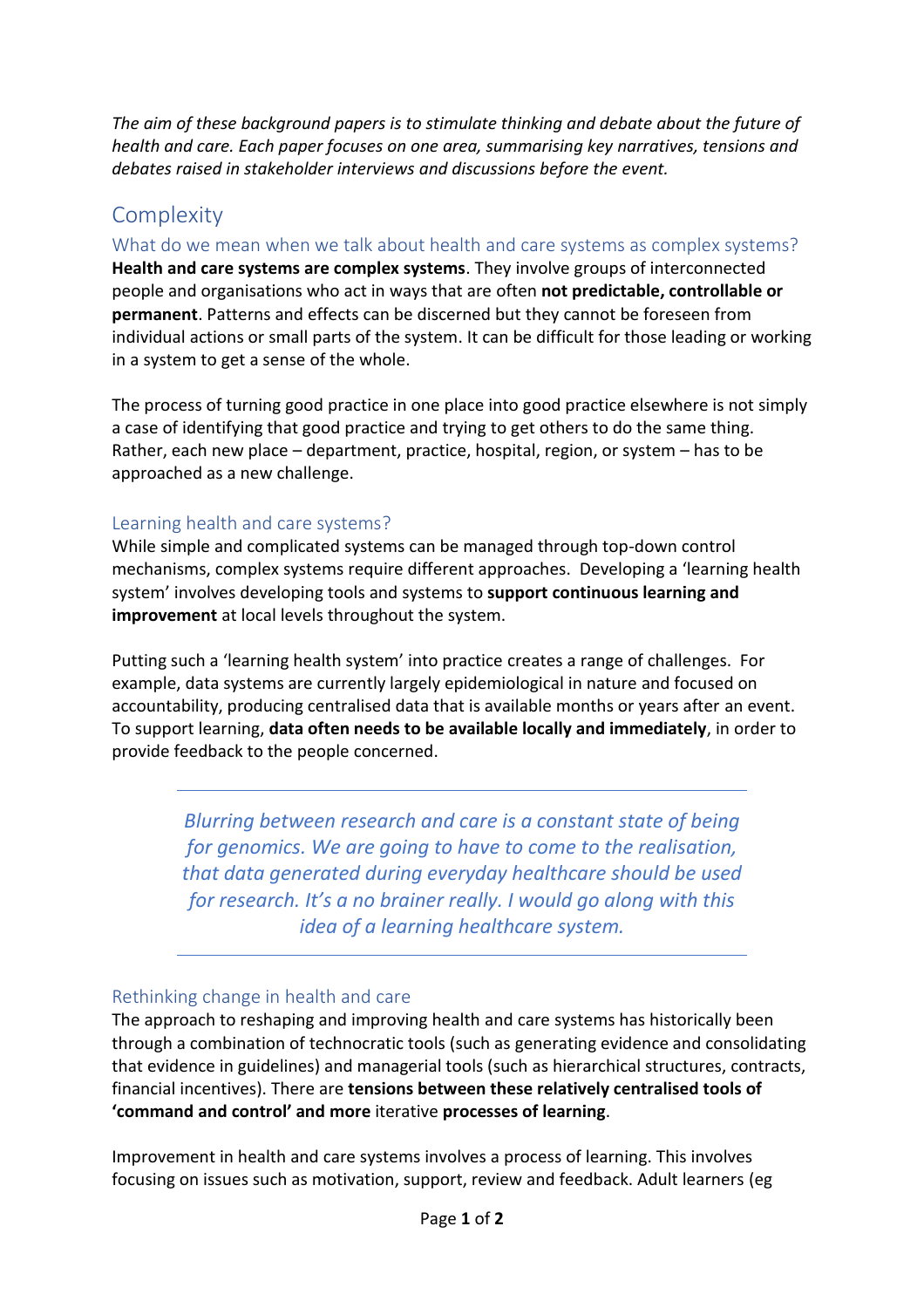*The aim of these background papers is to stimulate thinking and debate about the future of health and care. Each paper focuses on one area, summarising key narratives, tensions and debates raised in stakeholder interviews and discussions before the event.*

# Complexity

## What do we mean when we talk about health and care systems as complex systems?

**Health and care systems are complex systems**. They involve groups of interconnected people and organisations who act in ways that are often **not predictable, controllable or permanent**. Patterns and effects can be discerned but they cannot be foreseen from individual actions or small parts of the system. It can be difficult for those leading or working in a system to get a sense of the whole.

The process of turning good practice in one place into good practice elsewhere is not simply a case of identifying that good practice and trying to get others to do the same thing. Rather, each new place – department, practice, hospital, region, or system – has to be approached as a new challenge.

## Learning health and care systems?

While simple and complicated systems can be managed through top-down control mechanisms, complex systems require different approaches. Developing a 'learning health system' involves developing tools and systems to **support continuous learning and improvement** at local levels throughout the system.

Putting such a 'learning health system' into practice creates a range of challenges. For example, data systems are currently largely epidemiological in nature and focused on accountability, producing centralised data that is available months or years after an event. To support learning, **data often needs to be available locally and immediately**, in order to provide feedback to the people concerned.

---

> *Blurring between research and care is a constant state of being for genomics. We are going to have to come to the realisation, that data generated during everyday healthcare should be used for research. It's a no brainer really. I would go along with this idea of a learning healthcare system.*

---

## Rethinking change in health and care

The approach to reshaping and improving health and care systems has historically been through a combination of technocratic tools (such as generating evidence and consolidating that evidence in guidelines) and managerial tools (such as hierarchical structures, contracts, financial incentives). There are **tensions between these relatively centralised tools of 'command and control' and more** iterative **processes of learning**.

Improvement in health and care systems involves a process of learning. This involves focusing on issues such as motivation, support, review and feedback. Adult learners (eg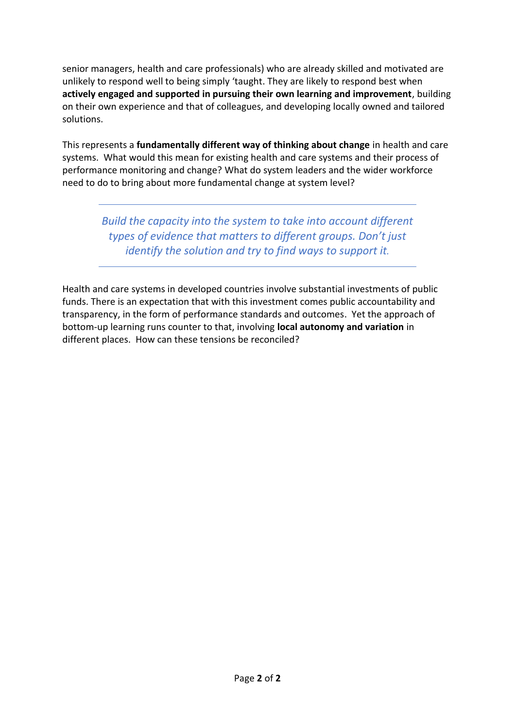senior managers, health and care professionals) who are already skilled and motivated are unlikely to respond well to being simply 'taught. They are likely to respond best when **actively engaged and supported in pursuing their own learning and improvement**, building on their own experience and that of colleagues, and developing locally owned and tailored solutions.

This represents a **fundamentally different way of thinking about change** in health and care systems. What would this mean for existing health and care systems and their process of performance monitoring and change? What do system leaders and the wider workforce need to do to bring about more fundamental change at system level?

---

*Build the capacity into the system to take into account different types of evidence that matters to different groups. Don't just identify the solution and try to find ways to support it.*

---

Health and care systems in developed countries involve substantial investments of public funds. There is an expectation that with this investment comes public accountability and transparency, in the form of performance standards and outcomes. Yet the approach of bottom-up learning runs counter to that, involving **local autonomy and variation** in different places. How can these tensions be reconciled?